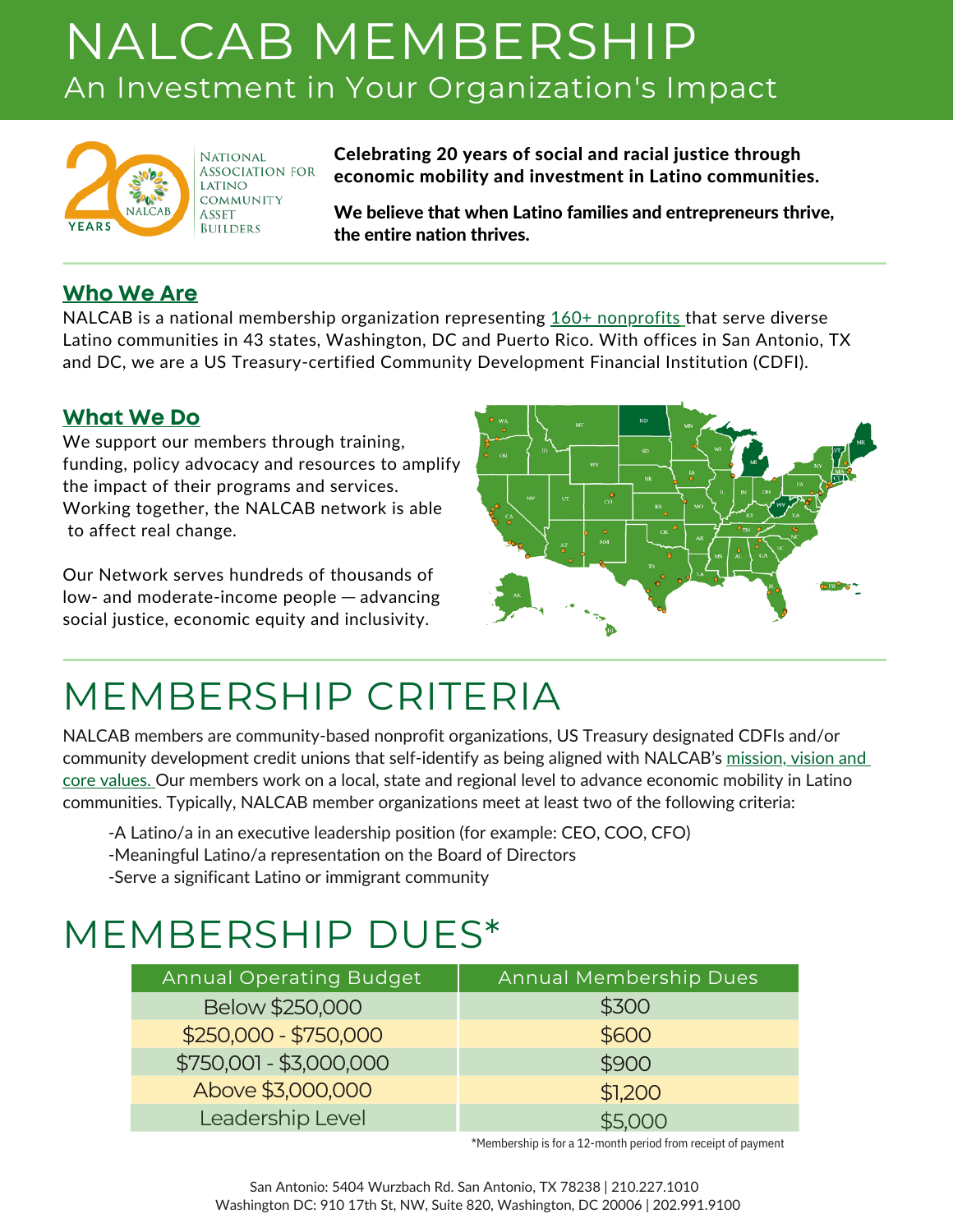# NALCAB MEMBERSHIP

## An Investment in Your Organization's Impact

National Association for Latino Community Asset Builders

**Celebrating 20 years of social and racial justice through economic mobility and investment in Latino communities.**

**We believe that when Latino families and entrepreneurs thrive, the entire nation thrives.**

### Who We Are

NALCAB is a national membership organization representing 160+ nonprofits that serve diverse Latino communities in 43 states, Washington, DC and Puerto Rico. With offices in San Antonio, TX and DC, we are a US Treasury-certified Community Development Financial Institution (CDFI).

### What We Do

We support our members through training, funding, policy advocacy and resources to amplify the impact of their programs and services. Working together, the NALCAB network is able to affect real change.

Our Network serves hundreds of thousands of low- and moderate-income people — advancing social justice, economic equity and inclusivity.

## MEMBERSHIP CRITERIA

NALCAB members are community-based nonprofit organizations, US Treasury designated CDFIs and/or community development credit unions that self-identify as being aligned with NALCAB's mission, vision and core values. Our members work on a local, state and regional level to advance economic mobility in Latino communities. Typically, NALCAB member organizations meet at least two of the following criteria:

- A Latino/a in an executive leadership position (for example: CEO, COO, CFO)
- Meaningful Latino/a representation on the Board of Directors
- Serve a significant Latino or immigrant community

## MEMBERSHIP DUES*

| Annual Operating Budget | Annual Membership Dues |
|---|---|
| Below $250,000 | $300 |
| $250,000 - $750,000 | $600 |
| $750,001 - $3,000,000 | $900 |
| Above $3,000,000 | $1,200 |
| Leadership Level | $5,000 |

*Membership is for a 12-month period from receipt of payment

San Antonio: 5404 Wurzbach Rd. San Antonio, TX 78238 | 210.227.1010
Washington DC: 910 17th St, NW, Suite 820, Washington, DC 20006 | 202.991.9100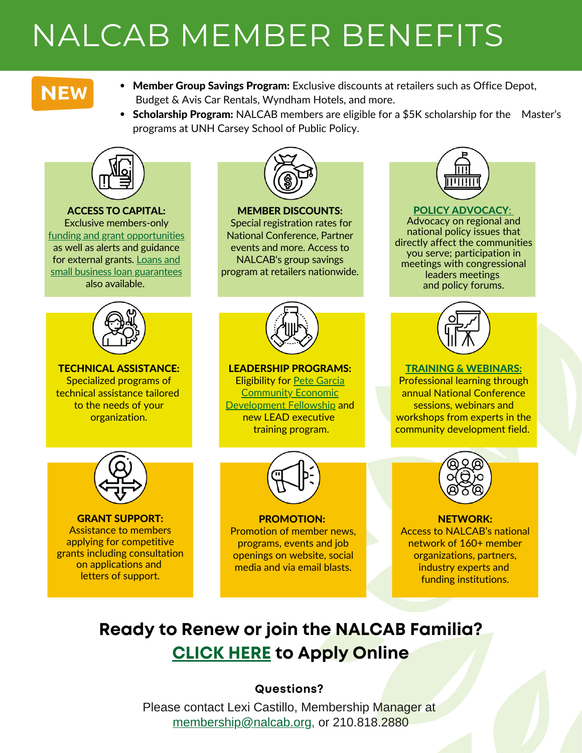# NALCAB MEMBER BENEFITS

**NEW**

- **Member Group Savings Program:** Exclusive discounts at retailers such as Office Depot, Budget & Avis Car Rentals, Wyndham Hotels, and more.
- **Scholarship Program:** NALCAB members are eligible for a $5K scholarship for the Master's programs at UNH Carsey School of Public Policy.

**ACCESS TO CAPITAL:**
Exclusive members-only funding and grant opportunities as well as alerts and guidance for external grants. Loans and small business loan guarantees also available.

**MEMBER DISCOUNTS:**
Special registration rates for National Conference, Partner events and more. Access to NALCAB's group savings program at retailers nationwide.

**POLICY ADVOCACY:**
Advocacy on regional and national policy issues that directly affect the communities you serve; participation in meetings with congressional leaders meetings and policy forums.

**TECHNICAL ASSISTANCE:**
Specialized programs of technical assistance tailored to the needs of your organization.

**LEADERSHIP PROGRAMS:**
Eligibility for Pete Garcia Community Economic Development Fellowship and new LEAD executive training program.

**TRAINING & WEBINARS:**
Professional learning through annual National Conference sessions, webinars and workshops from experts in the community development field.

**GRANT SUPPORT:**
Assistance to members applying for competitive grants including consultation on applications and letters of support.

**PROMOTION:**
Promotion of member news, programs, events and job openings on website, social media and via email blasts.

**NETWORK:**
Access to NALCAB's national network of 160+ member organizations, partners, industry experts and funding institutions.

## Ready to Renew or join the NALCAB Familia?
## CLICK HERE to Apply Online

**Questions?**

Please contact Lexi Castillo, Membership Manager at membership@nalcab.org, or 210.818.2880